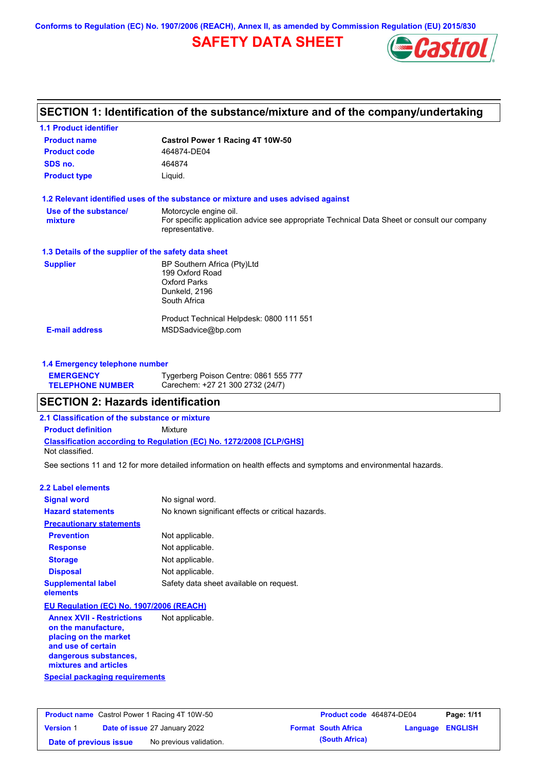Conforms to Regulation (EC) No. 1907/2006 (REACH), Annex II, as amended by Commission Regulation (EU) 2015/830

# SAFETY DATA SHEET

## SECTION 1: Identification of the substance/mixture and of the company/undertaking

### 1.1 Product identifier

| | |
|---|---|
| **Product name** | **Castrol Power 1 Racing 4T 10W-50** |
| **Product code** | 464874-DE04 |
| **SDS no.** | 464874 |
| **Product type** | Liquid. |

### 1.2 Relevant identified uses of the substance or mixture and uses advised against

**Use of the substance/ mixture**: Motorcycle engine oil.
For specific application advice see appropriate Technical Data Sheet or consult our company representative.

### 1.3 Details of the supplier of the safety data sheet

**Supplier**:
BP Southern Africa (Pty)Ltd
199 Oxford Road
Oxford Parks
Dunkeld, 2196
South Africa

Product Technical Helpdesk: 0800 111 551

**E-mail address**: MSDSadvice@bp.com

### 1.4 Emergency telephone number

**EMERGENCY TELEPHONE NUMBER**:
Tygerberg Poison Centre: 0861 555 777
Carechem: +27 21 300 2732 (24/7)

## SECTION 2: Hazards identification

### 2.1 Classification of the substance or mixture

**Product definition**: Mixture

**Classification according to Regulation (EC) No. 1272/2008 [CLP/GHS]**
Not classified.

See sections 11 and 12 for more detailed information on health effects and symptoms and environmental hazards.

### 2.2 Label elements

| | |
|---|---|
| **Signal word** | No signal word. |
| **Hazard statements** | No known significant effects or critical hazards. |

**Precautionary statements**

| | |
|---|---|
| **Prevention** | Not applicable. |
| **Response** | Not applicable. |
| **Storage** | Not applicable. |
| **Disposal** | Not applicable. |
| **Supplemental label elements** | Safety data sheet available on request. |

**EU Regulation (EC) No. 1907/2006 (REACH)**

| | |
|---|---|
| **Annex XVII - Restrictions on the manufacture, placing on the market and use of certain dangerous substances, mixtures and articles** | Not applicable. |

**Special packaging requirements**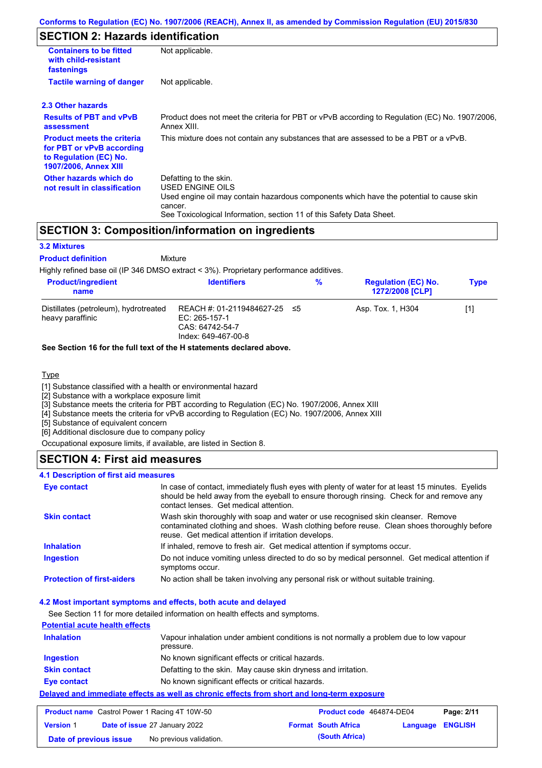## SECTION 2: Hazards identification

| | |
|---|---|
| **Containers to be fitted with child-resistant fastenings** | Not applicable. |
| **Tactile warning of danger** | Not applicable. |

### 2.3 Other hazards

| | |
|---|---|
| **Results of PBT and vPvB assessment** | Product does not meet the criteria for PBT or vPvB according to Regulation (EC) No. 1907/2006, Annex XIII. |
| **Product meets the criteria for PBT or vPvB according to Regulation (EC) No. 1907/2006, Annex XIII** | This mixture does not contain any substances that are assessed to be a PBT or a vPvB. |
| **Other hazards which do not result in classification** | Defatting to the skin.<br>USED ENGINE OILS<br>Used engine oil may contain hazardous components which have the potential to cause skin cancer.<br>See Toxicological Information, section 11 of this Safety Data Sheet. |

## SECTION 3: Composition/information on ingredients

### 3.2 Mixtures

**Product definition** Mixture

Highly refined base oil (IP 346 DMSO extract < 3%). Proprietary performance additives.

| Product/ingredient name | Identifiers | % | Regulation (EC) No. 1272/2008 [CLP] | Type |
|---|---|---|---|---|
| Distillates (petroleum), hydrotreated heavy paraffinic | REACH #: 01-2119484627-25<br>EC: 265-157-1<br>CAS: 64742-54-7<br>Index: 649-467-00-8 | ≤5 | Asp. Tox. 1, H304 | [1] |

**See Section 16 for the full text of the H statements declared above.**

Type

[1] Substance classified with a health or environmental hazard
[2] Substance with a workplace exposure limit
[3] Substance meets the criteria for PBT according to Regulation (EC) No. 1907/2006, Annex XIII
[4] Substance meets the criteria for vPvB according to Regulation (EC) No. 1907/2006, Annex XIII
[5] Substance of equivalent concern
[6] Additional disclosure due to company policy

Occupational exposure limits, if available, are listed in Section 8.

## SECTION 4: First aid measures

### 4.1 Description of first aid measures

| | |
|---|---|
| **Eye contact** | In case of contact, immediately flush eyes with plenty of water for at least 15 minutes. Eyelids should be held away from the eyeball to ensure thorough rinsing. Check for and remove any contact lenses. Get medical attention. |
| **Skin contact** | Wash skin thoroughly with soap and water or use recognised skin cleanser. Remove contaminated clothing and shoes. Wash clothing before reuse. Clean shoes thoroughly before reuse. Get medical attention if irritation develops. |
| **Inhalation** | If inhaled, remove to fresh air. Get medical attention if symptoms occur. |
| **Ingestion** | Do not induce vomiting unless directed to do so by medical personnel. Get medical attention if symptoms occur. |
| **Protection of first-aiders** | No action shall be taken involving any personal risk or without suitable training. |

### 4.2 Most important symptoms and effects, both acute and delayed

See Section 11 for more detailed information on health effects and symptoms.

**Potential acute health effects**

| | |
|---|---|
| **Inhalation** | Vapour inhalation under ambient conditions is not normally a problem due to low vapour pressure. |
| **Ingestion** | No known significant effects or critical hazards. |
| **Skin contact** | Defatting to the skin. May cause skin dryness and irritation. |
| **Eye contact** | No known significant effects or critical hazards. |

**Delayed and immediate effects as well as chronic effects from short and long-term exposure**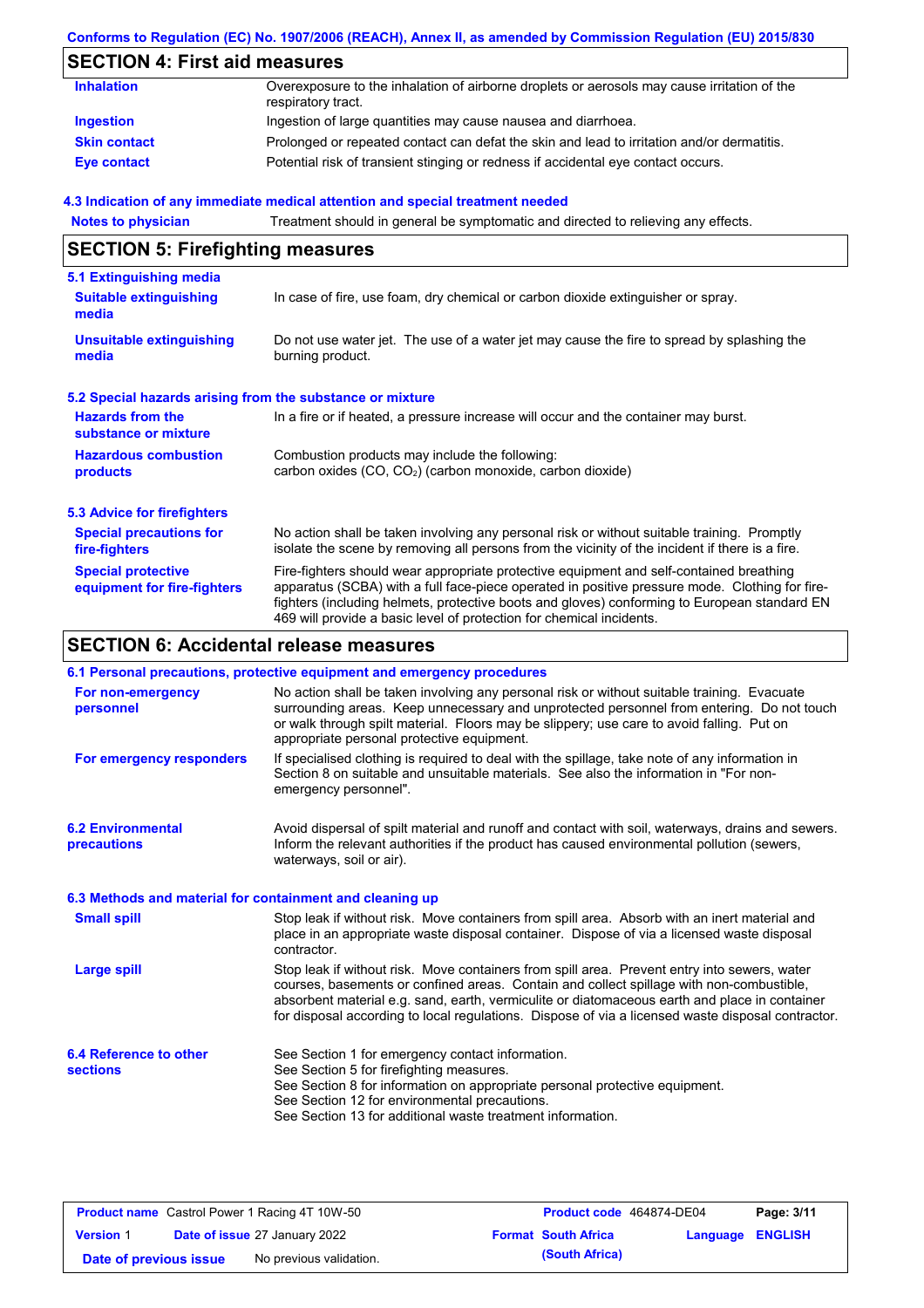## SECTION 4: First aid measures

| | |
|---|---|
| **Inhalation** | Overexposure to the inhalation of airborne droplets or aerosols may cause irritation of the respiratory tract. |
| **Ingestion** | Ingestion of large quantities may cause nausea and diarrhoea. |
| **Skin contact** | Prolonged or repeated contact can defat the skin and lead to irritation and/or dermatitis. |
| **Eye contact** | Potential risk of transient stinging or redness if accidental eye contact occurs. |

### 4.3 Indication of any immediate medical attention and special treatment needed

| | |
|---|---|
| **Notes to physician** | Treatment should in general be symptomatic and directed to relieving any effects. |

## SECTION 5: Firefighting measures

### 5.1 Extinguishing media

| | |
|---|---|
| **Suitable extinguishing media** | In case of fire, use foam, dry chemical or carbon dioxide extinguisher or spray. |
| **Unsuitable extinguishing media** | Do not use water jet. The use of a water jet may cause the fire to spread by splashing the burning product. |

### 5.2 Special hazards arising from the substance or mixture

| | |
|---|---|
| **Hazards from the substance or mixture** | In a fire or if heated, a pressure increase will occur and the container may burst. |
| **Hazardous combustion products** | Combustion products may include the following: carbon oxides (CO, $CO_2$) (carbon monoxide, carbon dioxide) |

### 5.3 Advice for firefighters

| | |
|---|---|
| **Special precautions for fire-fighters** | No action shall be taken involving any personal risk or without suitable training. Promptly isolate the scene by removing all persons from the vicinity of the incident if there is a fire. |
| **Special protective equipment for fire-fighters** | Fire-fighters should wear appropriate protective equipment and self-contained breathing apparatus (SCBA) with a full face-piece operated in positive pressure mode. Clothing for fire-fighters (including helmets, protective boots and gloves) conforming to European standard EN 469 will provide a basic level of protection for chemical incidents. |

## SECTION 6: Accidental release measures

### 6.1 Personal precautions, protective equipment and emergency procedures

| | |
|---|---|
| **For non-emergency personnel** | No action shall be taken involving any personal risk or without suitable training. Evacuate surrounding areas. Keep unnecessary and unprotected personnel from entering. Do not touch or walk through spilt material. Floors may be slippery; use care to avoid falling. Put on appropriate personal protective equipment. |
| **For emergency responders** | If specialised clothing is required to deal with the spillage, take note of any information in Section 8 on suitable and unsuitable materials. See also the information in "For non-emergency personnel". |

| | |
|---|---|
| **6.2 Environmental precautions** | Avoid dispersal of spilt material and runoff and contact with soil, waterways, drains and sewers. Inform the relevant authorities if the product has caused environmental pollution (sewers, waterways, soil or air). |

### 6.3 Methods and material for containment and cleaning up

| | |
|---|---|
| **Small spill** | Stop leak if without risk. Move containers from spill area. Absorb with an inert material and place in an appropriate waste disposal container. Dispose of via a licensed waste disposal contractor. |
| **Large spill** | Stop leak if without risk. Move containers from spill area. Prevent entry into sewers, water courses, basements or confined areas. Contain and collect spillage with non-combustible, absorbent material e.g. sand, earth, vermiculite or diatomaceous earth and place in container for disposal according to local regulations. Dispose of via a licensed waste disposal contractor. |

| | |
|---|---|
| **6.4 Reference to other sections** | See Section 1 for emergency contact information.<br>See Section 5 for firefighting measures.<br>See Section 8 for information on appropriate personal protective equipment.<br>See Section 12 for environmental precautions.<br>See Section 13 for additional waste treatment information. |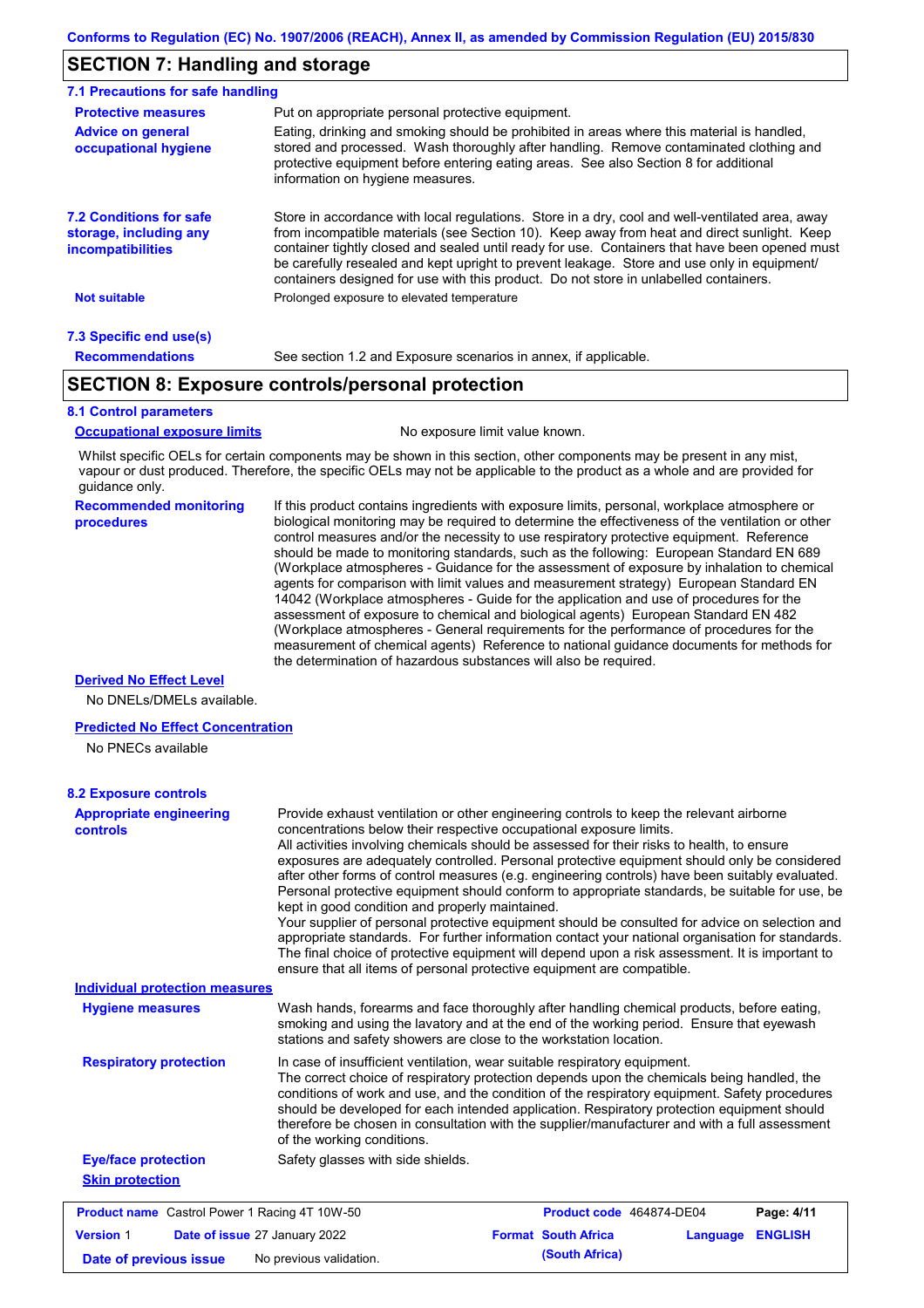## SECTION 7: Handling and storage

### 7.1 Precautions for safe handling

**Protective measures**

Put on appropriate personal protective equipment.

**Advice on general occupational hygiene**

Eating, drinking and smoking should be prohibited in areas where this material is handled, stored and processed. Wash thoroughly after handling. Remove contaminated clothing and protective equipment before entering eating areas. See also Section 8 for additional information on hygiene measures.

**7.2 Conditions for safe storage, including any incompatibilities**

Store in accordance with local regulations. Store in a dry, cool and well-ventilated area, away from incompatible materials (see Section 10). Keep away from heat and direct sunlight. Keep container tightly closed and sealed until ready for use. Containers that have been opened must be carefully resealed and kept upright to prevent leakage. Store and use only in equipment/containers designed for use with this product. Do not store in unlabelled containers.

**Not suitable**

Prolonged exposure to elevated temperature

### 7.3 Specific end use(s)

**Recommendations**

See section 1.2 and Exposure scenarios in annex, if applicable.

## SECTION 8: Exposure controls/personal protection

### 8.1 Control parameters

**Occupational exposure limits**

No exposure limit value known.

Whilst specific OELs for certain components may be shown in this section, other components may be present in any mist, vapour or dust produced. Therefore, the specific OELs may not be applicable to the product as a whole and are provided for guidance only.

**Recommended monitoring procedures**

If this product contains ingredients with exposure limits, personal, workplace atmosphere or biological monitoring may be required to determine the effectiveness of the ventilation or other control measures and/or the necessity to use respiratory protective equipment. Reference should be made to monitoring standards, such as the following: European Standard EN 689 (Workplace atmospheres - Guidance for the assessment of exposure by inhalation to chemical agents for comparison with limit values and measurement strategy) European Standard EN 14042 (Workplace atmospheres - Guide for the application and use of procedures for the assessment of exposure to chemical and biological agents) European Standard EN 482 (Workplace atmospheres - General requirements for the performance of procedures for the measurement of chemical agents) Reference to national guidance documents for methods for the determination of hazardous substances will also be required.

**Derived No Effect Level**

No DNELs/DMELs available.

**Predicted No Effect Concentration**

No PNECs available

### 8.2 Exposure controls

**Appropriate engineering controls**

Provide exhaust ventilation or other engineering controls to keep the relevant airborne concentrations below their respective occupational exposure limits.
All activities involving chemicals should be assessed for their risks to health, to ensure exposures are adequately controlled. Personal protective equipment should only be considered after other forms of control measures (e.g. engineering controls) have been suitably evaluated. Personal protective equipment should conform to appropriate standards, be suitable for use, be kept in good condition and properly maintained.
Your supplier of personal protective equipment should be consulted for advice on selection and appropriate standards. For further information contact your national organisation for standards. The final choice of protective equipment will depend upon a risk assessment. It is important to ensure that all items of personal protective equipment are compatible.

**Individual protection measures**

**Hygiene measures**

Wash hands, forearms and face thoroughly after handling chemical products, before eating, smoking and using the lavatory and at the end of the working period. Ensure that eyewash stations and safety showers are close to the workstation location.

**Respiratory protection**

In case of insufficient ventilation, wear suitable respiratory equipment.
The correct choice of respiratory protection depends upon the chemicals being handled, the conditions of work and use, and the condition of the respiratory equipment. Safety procedures should be developed for each intended application. Respiratory protection equipment should therefore be chosen in consultation with the supplier/manufacturer and with a full assessment of the working conditions.

**Eye/face protection**

Safety glasses with side shields.

**Skin protection**

| **Product name** Castrol Power 1 Racing 4T 10W-50 | | **Product code** 464874-DE04 | **Page: 4/11** |
|---|---|---|---|
| **Version** 1 | **Date of issue** 27 January 2022 | **Format** South Africa (South Africa) | **Language** ENGLISH |
| **Date of previous issue** | No previous validation. | | |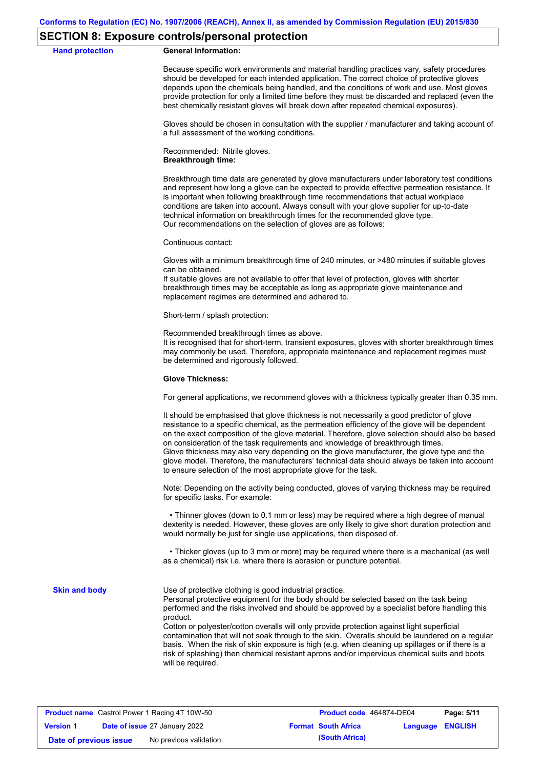## SECTION 8: Exposure controls/personal protection

**Hand protection**

**General Information:**

Because specific work environments and material handling practices vary, safety procedures should be developed for each intended application. The correct choice of protective gloves depends upon the chemicals being handled, and the conditions of work and use. Most gloves provide protection for only a limited time before they must be discarded and replaced (even the best chemically resistant gloves will break down after repeated chemical exposures).

Gloves should be chosen in consultation with the supplier / manufacturer and taking account of a full assessment of the working conditions.

Recommended: Nitrile gloves.

**Breakthrough time:**

Breakthrough time data are generated by glove manufacturers under laboratory test conditions and represent how long a glove can be expected to provide effective permeation resistance. It is important when following breakthrough time recommendations that actual workplace conditions are taken into account. Always consult with your glove supplier for up-to-date technical information on breakthrough times for the recommended glove type.
Our recommendations on the selection of gloves are as follows:

Continuous contact:

Gloves with a minimum breakthrough time of 240 minutes, or >480 minutes if suitable gloves can be obtained.
If suitable gloves are not available to offer that level of protection, gloves with shorter breakthrough times may be acceptable as long as appropriate glove maintenance and replacement regimes are determined and adhered to.

Short-term / splash protection:

Recommended breakthrough times as above.
It is recognised that for short-term, transient exposures, gloves with shorter breakthrough times may commonly be used. Therefore, appropriate maintenance and replacement regimes must be determined and rigorously followed.

**Glove Thickness:**

For general applications, we recommend gloves with a thickness typically greater than 0.35 mm.

It should be emphasised that glove thickness is not necessarily a good predictor of glove resistance to a specific chemical, as the permeation efficiency of the glove will be dependent on the exact composition of the glove material. Therefore, glove selection should also be based on consideration of the task requirements and knowledge of breakthrough times.
Glove thickness may also vary depending on the glove manufacturer, the glove type and the glove model. Therefore, the manufacturers' technical data should always be taken into account to ensure selection of the most appropriate glove for the task.

Note: Depending on the activity being conducted, gloves of varying thickness may be required for specific tasks. For example:

• Thinner gloves (down to 0.1 mm or less) may be required where a high degree of manual dexterity is needed. However, these gloves are only likely to give short duration protection and would normally be just for single use applications, then disposed of.

• Thicker gloves (up to 3 mm or more) may be required where there is a mechanical (as well as a chemical) risk i.e. where there is abrasion or puncture potential.

**Skin and body**

Use of protective clothing is good industrial practice.
Personal protective equipment for the body should be selected based on the task being performed and the risks involved and should be approved by a specialist before handling this product.
Cotton or polyester/cotton overalls will only provide protection against light superficial contamination that will not soak through to the skin. Overalls should be laundered on a regular basis. When the risk of skin exposure is high (e.g. when cleaning up spillages or if there is a risk of splashing) then chemical resistant aprons and/or impervious chemical suits and boots will be required.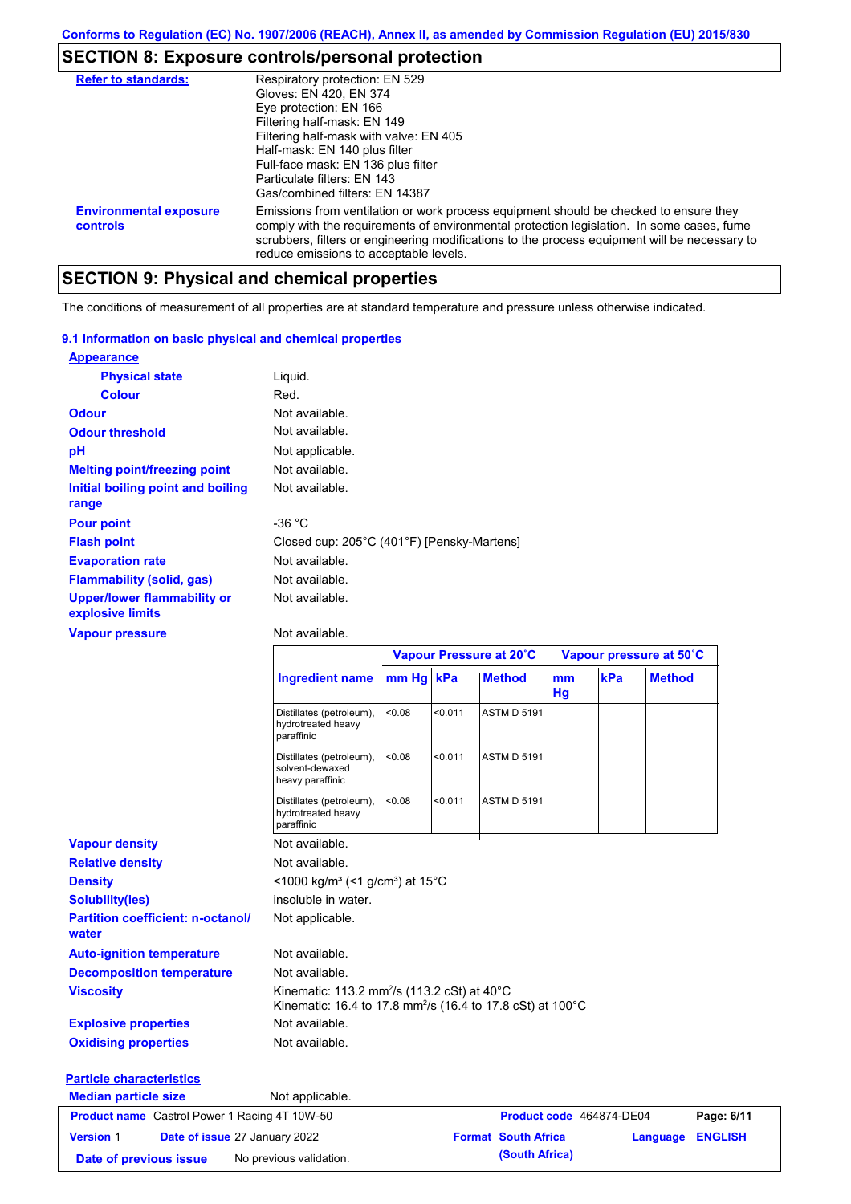Conforms to Regulation (EC) No. 1907/2006 (REACH), Annex II, as amended by Commission Regulation (EU) 2015/830

## SECTION 8: Exposure controls/personal protection

**Refer to standards:**
Respiratory protection: EN 529
Gloves: EN 420, EN 374
Eye protection: EN 166
Filtering half-mask: EN 149
Filtering half-mask with valve: EN 405
Half-mask: EN 140 plus filter
Full-face mask: EN 136 plus filter
Particulate filters: EN 143
Gas/combined filters: EN 14387

**Environmental exposure controls:** Emissions from ventilation or work process equipment should be checked to ensure they comply with the requirements of environmental protection legislation. In some cases, fume scrubbers, filters or engineering modifications to the process equipment will be necessary to reduce emissions to acceptable levels.

## SECTION 9: Physical and chemical properties

The conditions of measurement of all properties are at standard temperature and pressure unless otherwise indicated.

### 9.1 Information on basic physical and chemical properties

**Appearance**

**Physical state:** Liquid.
**Colour:** Red.
**Odour:** Not available.
**Odour threshold:** Not available.
**pH:** Not applicable.
**Melting point/freezing point:** Not available.
**Initial boiling point and boiling range:** Not available.
**Pour point:** -36 °C
**Flash point:** Closed cup: 205°C (401°F) [Pensky-Martens]
**Evaporation rate:** Not available.
**Flammability (solid, gas):** Not available.
**Upper/lower flammability or explosive limits:** Not available.
**Vapour pressure:** Not available.

| | Vapour Pressure at 20˚C | | | Vapour pressure at 50˚C | | |
|---|---|---|---|---|---|---|
| **Ingredient name** | **mm Hg** | **kPa** | **Method** | **mm Hg** | **kPa** | **Method** |
| Distillates (petroleum), hydrotreated heavy paraffinic | <0.08 | <0.011 | ASTM D 5191 | | | |
| Distillates (petroleum), solvent-dewaxed heavy paraffinic | <0.08 | <0.011 | ASTM D 5191 | | | |
| Distillates (petroleum), hydrotreated heavy paraffinic | <0.08 | <0.011 | ASTM D 5191 | | | |

**Vapour density:** Not available.
**Relative density:** Not available.
**Density:** <1000 kg/m³ (<1 g/cm³) at 15°C
**Solubility(ies):** insoluble in water.
**Partition coefficient: n-octanol/water:** Not applicable.
**Auto-ignition temperature:** Not available.
**Decomposition temperature:** Not available.
**Viscosity:** Kinematic: 113.2 mm²/s (113.2 cSt) at 40°C
Kinematic: 16.4 to 17.8 mm²/s (16.4 to 17.8 cSt) at 100°C
**Explosive properties:** Not available.
**Oxidising properties:** Not available.

**Particle characteristics**

**Median particle size:** Not applicable.

| **Product name** Castrol Power 1 Racing 4T 10W-50 | **Product code** 464874-DE04 | **Page:** 6/11 |
|---|---|---|
| **Version** 1 **Date of issue** 27 January 2022 | **Format** South Africa (South Africa) | **Language** ENGLISH |
| **Date of previous issue** No previous validation. | | |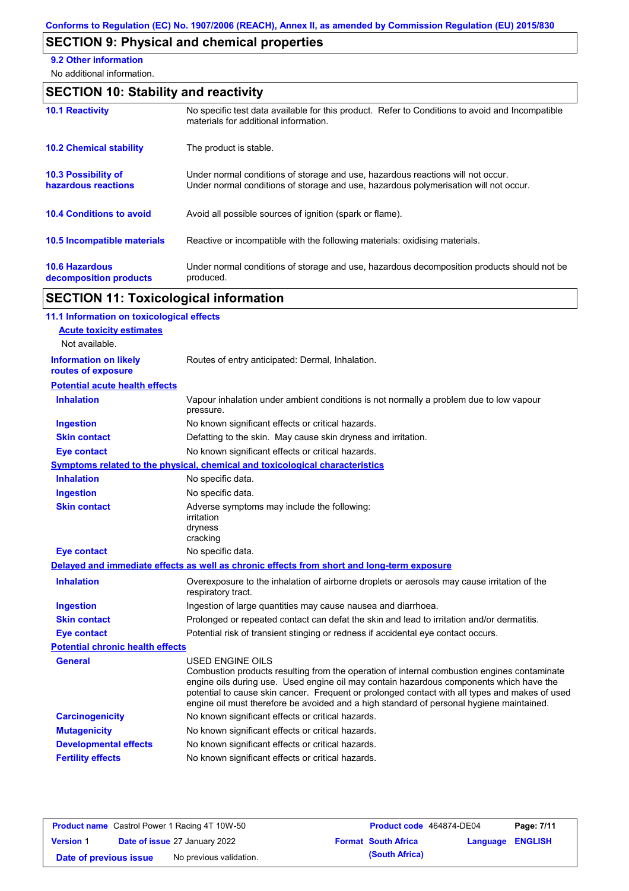## SECTION 9: Physical and chemical properties

**9.2 Other information**

No additional information.

## SECTION 10: Stability and reactivity

| | |
|---|---|
| **10.1 Reactivity** | No specific test data available for this product. Refer to Conditions to avoid and Incompatible materials for additional information. |
| **10.2 Chemical stability** | The product is stable. |
| **10.3 Possibility of hazardous reactions** | Under normal conditions of storage and use, hazardous reactions will not occur. Under normal conditions of storage and use, hazardous polymerisation will not occur. |
| **10.4 Conditions to avoid** | Avoid all possible sources of ignition (spark or flame). |
| **10.5 Incompatible materials** | Reactive or incompatible with the following materials: oxidising materials. |
| **10.6 Hazardous decomposition products** | Under normal conditions of storage and use, hazardous decomposition products should not be produced. |

## SECTION 11: Toxicological information

**11.1 Information on toxicological effects**

**Acute toxicity estimates**

Not available.

**Information on likely routes of exposure**: Routes of entry anticipated: Dermal, Inhalation.

**Potential acute health effects**

| | |
|---|---|
| **Inhalation** | Vapour inhalation under ambient conditions is not normally a problem due to low vapour pressure. |
| **Ingestion** | No known significant effects or critical hazards. |
| **Skin contact** | Defatting to the skin. May cause skin dryness and irritation. |
| **Eye contact** | No known significant effects or critical hazards. |

**Symptoms related to the physical, chemical and toxicological characteristics**

| | |
|---|---|
| **Inhalation** | No specific data. |
| **Ingestion** | No specific data. |
| **Skin contact** | Adverse symptoms may include the following: irritation dryness cracking |
| **Eye contact** | No specific data. |

**Delayed and immediate effects as well as chronic effects from short and long-term exposure**

| | |
|---|---|
| **Inhalation** | Overexposure to the inhalation of airborne droplets or aerosols may cause irritation of the respiratory tract. |
| **Ingestion** | Ingestion of large quantities may cause nausea and diarrhoea. |
| **Skin contact** | Prolonged or repeated contact can defat the skin and lead to irritation and/or dermatitis. |
| **Eye contact** | Potential risk of transient stinging or redness if accidental eye contact occurs. |

**Potential chronic health effects**

| | |
|---|---|
| **General** | USED ENGINE OILS Combustion products resulting from the operation of internal combustion engines contaminate engine oils during use. Used engine oil may contain hazardous components which have the potential to cause skin cancer. Frequent or prolonged contact with all types and makes of used engine oil must therefore be avoided and a high standard of personal hygiene maintained. |
| **Carcinogenicity** | No known significant effects or critical hazards. |
| **Mutagenicity** | No known significant effects or critical hazards. |
| **Developmental effects** | No known significant effects or critical hazards. |
| **Fertility effects** | No known significant effects or critical hazards. |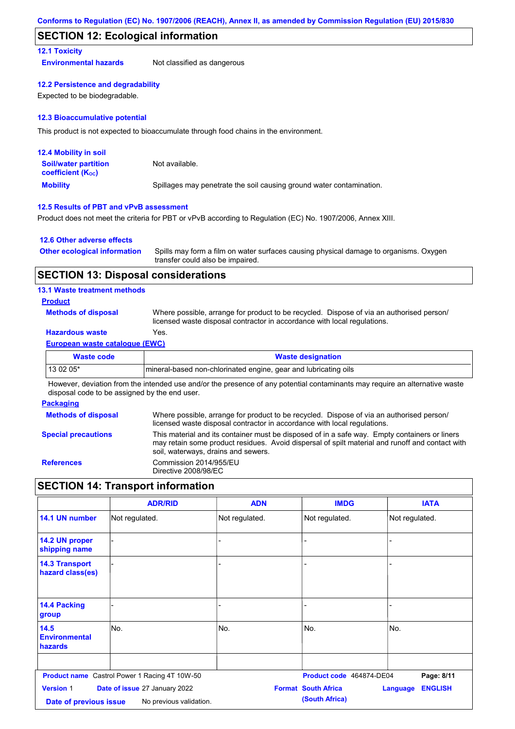## SECTION 12: Ecological information

### 12.1 Toxicity

**Environmental hazards** Not classified as dangerous

### 12.2 Persistence and degradability

Expected to be biodegradable.

### 12.3 Bioaccumulative potential

This product is not expected to bioaccumulate through food chains in the environment.

### 12.4 Mobility in soil

**Soil/water partition coefficient ($K_{OC}$)** Not available.

**Mobility** Spillages may penetrate the soil causing ground water contamination.

### 12.5 Results of PBT and vPvB assessment

Product does not meet the criteria for PBT or vPvB according to Regulation (EC) No. 1907/2006, Annex XIII.

### 12.6 Other adverse effects

**Other ecological information** Spills may form a film on water surfaces causing physical damage to organisms. Oxygen transfer could also be impaired.

## SECTION 13: Disposal considerations

### 13.1 Waste treatment methods

**Product**

**Methods of disposal** Where possible, arrange for product to be recycled. Dispose of via an authorised person/ licensed waste disposal contractor in accordance with local regulations.

**Hazardous waste** Yes.

**European waste catalogue (EWC)**

| Waste code | Waste designation |
|---|---|
| 13 02 05* | mineral-based non-chlorinated engine, gear and lubricating oils |

However, deviation from the intended use and/or the presence of any potential contaminants may require an alternative waste disposal code to be assigned by the end user.

**Packaging**

**Methods of disposal** Where possible, arrange for product to be recycled. Dispose of via an authorised person/ licensed waste disposal contractor in accordance with local regulations.

**Special precautions** This material and its container must be disposed of in a safe way. Empty containers or liners may retain some product residues. Avoid dispersal of spilt material and runoff and contact with soil, waterways, drains and sewers.

**References** Commission 2014/955/EU
Directive 2008/98/EC

## SECTION 14: Transport information

| | ADR/RID | ADN | IMDG | IATA |
|---|---|---|---|---|
| 14.1 UN number | Not regulated. | Not regulated. | Not regulated. | Not regulated. |
| 14.2 UN proper shipping name | - | - | - | - |
| 14.3 Transport hazard class(es) | - | - | - | - |
| 14.4 Packing group | - | - | - | - |
| 14.5 Environmental hazards | No. | No. | No. | No. |
| | | | | |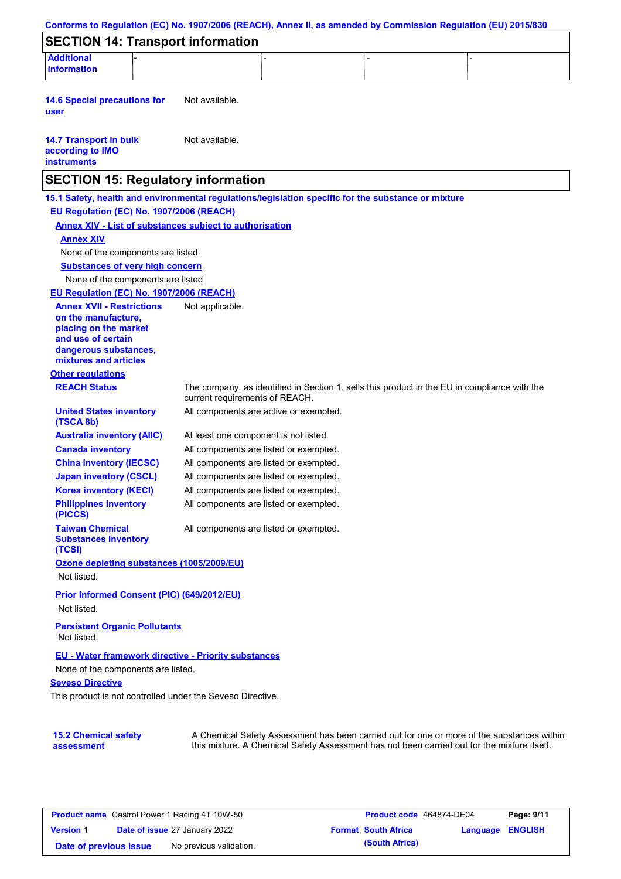## SECTION 14: Transport information

| Additional information | - | - | - | - |
|---|---|---|---|---|

**14.6 Special precautions for user** Not available.

**14.7 Transport in bulk according to IMO instruments** Not available.

## SECTION 15: Regulatory information

**15.1 Safety, health and environmental regulations/legislation specific for the substance or mixture**

**EU Regulation (EC) No. 1907/2006 (REACH)**

**Annex XIV - List of substances subject to authorisation**

**Annex XIV**

None of the components are listed.

**Substances of very high concern**

None of the components are listed.

**EU Regulation (EC) No. 1907/2006 (REACH)**

**Annex XVII - Restrictions on the manufacture, placing on the market and use of certain dangerous substances, mixtures and articles** Not applicable.

**Other regulations**

**REACH Status** The company, as identified in Section 1, sells this product in the EU in compliance with the current requirements of REACH.

**United States inventory (TSCA 8b)** All components are active or exempted.

**Australia inventory (AIIC)** At least one component is not listed.

**Canada inventory** All components are listed or exempted.

**China inventory (IECSC)** All components are listed or exempted.

**Japan inventory (CSCL)** All components are listed or exempted.

**Korea inventory (KECI)** All components are listed or exempted.

**Philippines inventory (PICCS)** All components are listed or exempted.

**Taiwan Chemical Substances Inventory (TCSI)** All components are listed or exempted.

**Ozone depleting substances (1005/2009/EU)**

Not listed.

**Prior Informed Consent (PIC) (649/2012/EU)**

Not listed.

**Persistent Organic Pollutants**

Not listed.

**EU - Water framework directive - Priority substances**

None of the components are listed.

**Seveso Directive**

This product is not controlled under the Seveso Directive.

**15.2 Chemical safety assessment** A Chemical Safety Assessment has been carried out for one or more of the substances within this mixture. A Chemical Safety Assessment has not been carried out for the mixture itself.

| **Product name** Castrol Power 1 Racing 4T 10W-50 | | **Product code** 464874-DE04 | **Page: 9/11** |
|---|---|---|---|
| **Version** 1 | **Date of issue** 27 January 2022 | **Format South Africa (South Africa)** | **Language ENGLISH** |
| **Date of previous issue** | No previous validation. | | |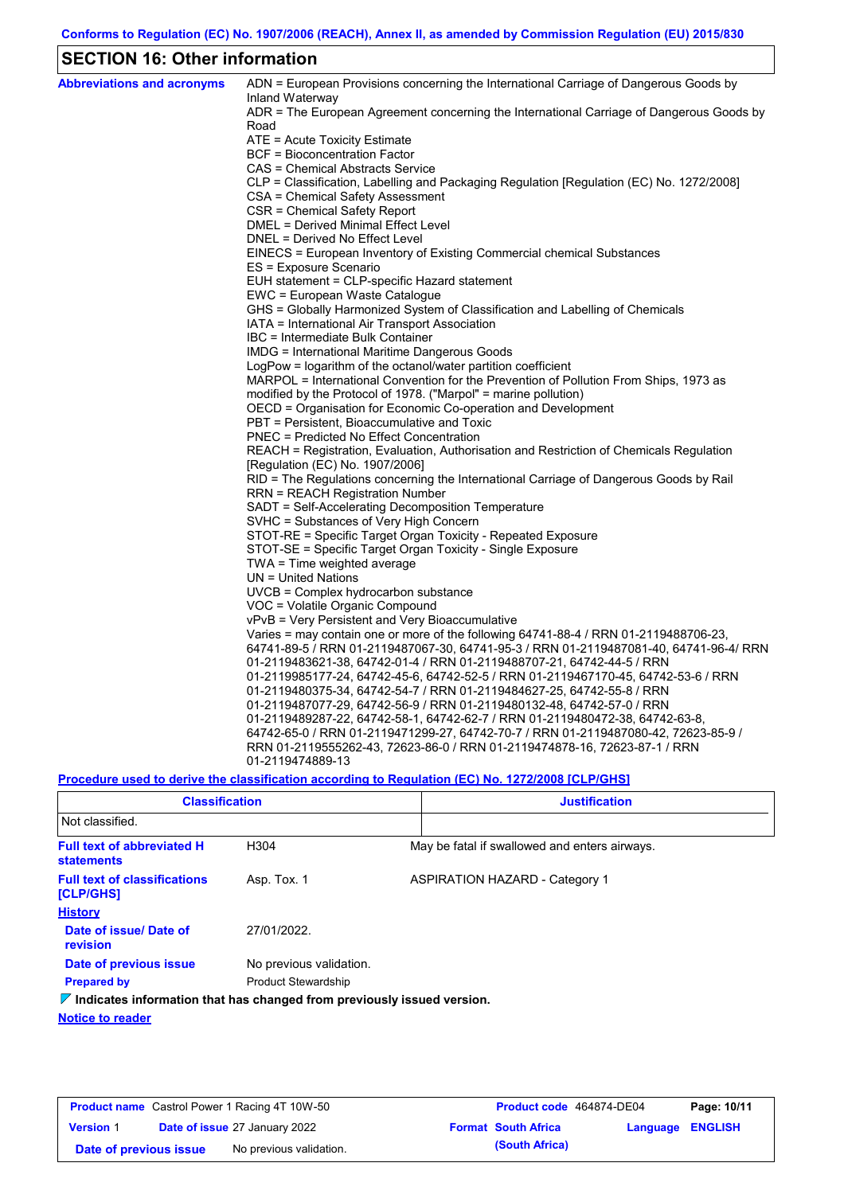## SECTION 16: Other information

**Abbreviations and acronyms**

ADN = European Provisions concerning the International Carriage of Dangerous Goods by Inland Waterway
ADR = The European Agreement concerning the International Carriage of Dangerous Goods by Road
ATE = Acute Toxicity Estimate
BCF = Bioconcentration Factor
CAS = Chemical Abstracts Service
CLP = Classification, Labelling and Packaging Regulation [Regulation (EC) No. 1272/2008]
CSA = Chemical Safety Assessment
CSR = Chemical Safety Report
DMEL = Derived Minimal Effect Level
DNEL = Derived No Effect Level
EINECS = European Inventory of Existing Commercial chemical Substances
ES = Exposure Scenario
EUH statement = CLP-specific Hazard statement
EWC = European Waste Catalogue
GHS = Globally Harmonized System of Classification and Labelling of Chemicals
IATA = International Air Transport Association
IBC = Intermediate Bulk Container
IMDG = International Maritime Dangerous Goods
LogPow = logarithm of the octanol/water partition coefficient
MARPOL = International Convention for the Prevention of Pollution From Ships, 1973 as modified by the Protocol of 1978. ("Marpol" = marine pollution)
OECD = Organisation for Economic Co-operation and Development
PBT = Persistent, Bioaccumulative and Toxic
PNEC = Predicted No Effect Concentration
REACH = Registration, Evaluation, Authorisation and Restriction of Chemicals Regulation [Regulation (EC) No. 1907/2006]
RID = The Regulations concerning the International Carriage of Dangerous Goods by Rail
RRN = REACH Registration Number
SADT = Self-Accelerating Decomposition Temperature
SVHC = Substances of Very High Concern
STOT-RE = Specific Target Organ Toxicity - Repeated Exposure
STOT-SE = Specific Target Organ Toxicity - Single Exposure
TWA = Time weighted average
UN = United Nations
UVCB = Complex hydrocarbon substance
VOC = Volatile Organic Compound
vPvB = Very Persistent and Very Bioaccumulative
Varies = may contain one or more of the following 64741-88-4 / RRN 01-2119488706-23, 64741-89-5 / RRN 01-2119487067-30, 64741-95-3 / RRN 01-2119487081-40, 64741-96-4/ RRN 01-2119483621-38, 64742-01-4 / RRN 01-2119488707-21, 64742-44-5 / RRN 01-2119985177-24, 64742-45-6, 64742-52-5 / RRN 01-2119467170-45, 64742-53-6 / RRN 01-2119480375-34, 64742-54-7 / RRN 01-2119484627-25, 64742-55-8 / RRN 01-2119487077-29, 64742-56-9 / RRN 01-2119480132-48, 64742-57-0 / RRN 01-2119489287-22, 64742-58-1, 64742-62-7 / RRN 01-2119480472-38, 64742-63-8, 64742-65-0 / RRN 01-2119471299-27, 64742-70-7 / RRN 01-2119487080-42, 72623-85-9 / RRN 01-2119555262-43, 72623-86-0 / RRN 01-2119474878-16, 72623-87-1 / RRN 01-2119474889-13

**Procedure used to derive the classification according to Regulation (EC) No. 1272/2008 [CLP/GHS]**

| Classification | Justification |
|---|---|
| Not classified. | |

**Full text of abbreviated H statements**

H304 — May be fatal if swallowed and enters airways.

**Full text of classifications [CLP/GHS]**

Asp. Tox. 1 — ASPIRATION HAZARD - Category 1

**History**

**Date of issue/ Date of revision**: 27/01/2022.

**Date of previous issue**: No previous validation.

**Prepared by**: Product Stewardship

**Indicates information that has changed from previously issued version.**

**Notice to reader**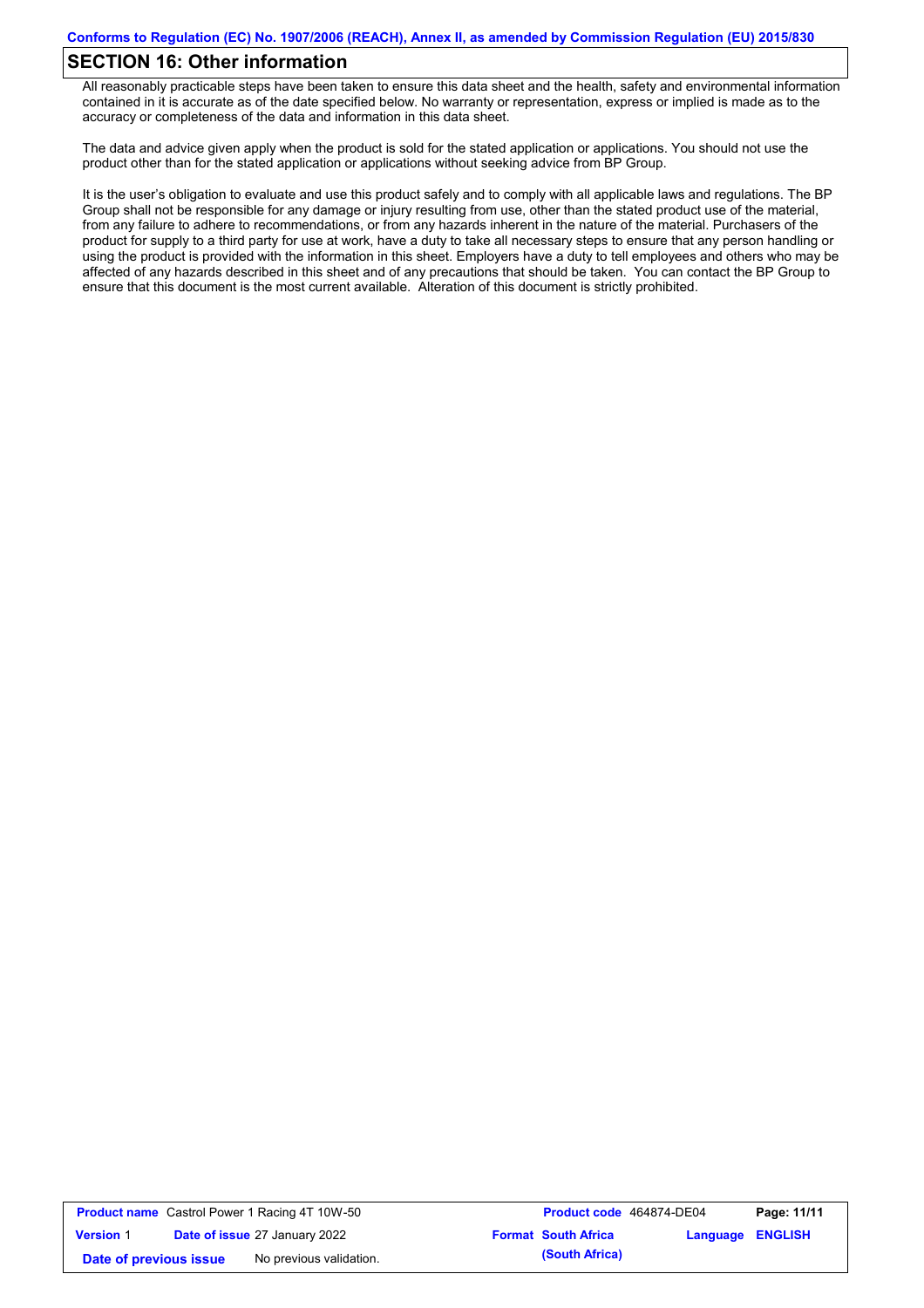## SECTION 16: Other information

All reasonably practicable steps have been taken to ensure this data sheet and the health, safety and environmental information contained in it is accurate as of the date specified below. No warranty or representation, express or implied is made as to the accuracy or completeness of the data and information in this data sheet.

The data and advice given apply when the product is sold for the stated application or applications. You should not use the product other than for the stated application or applications without seeking advice from BP Group.

It is the user's obligation to evaluate and use this product safely and to comply with all applicable laws and regulations. The BP Group shall not be responsible for any damage or injury resulting from use, other than the stated product use of the material, from any failure to adhere to recommendations, or from any hazards inherent in the nature of the material. Purchasers of the product for supply to a third party for use at work, have a duty to take all necessary steps to ensure that any person handling or using the product is provided with the information in this sheet. Employers have a duty to tell employees and others who may be affected of any hazards described in this sheet and of any precautions that should be taken. You can contact the BP Group to ensure that this document is the most current available. Alteration of this document is strictly prohibited.